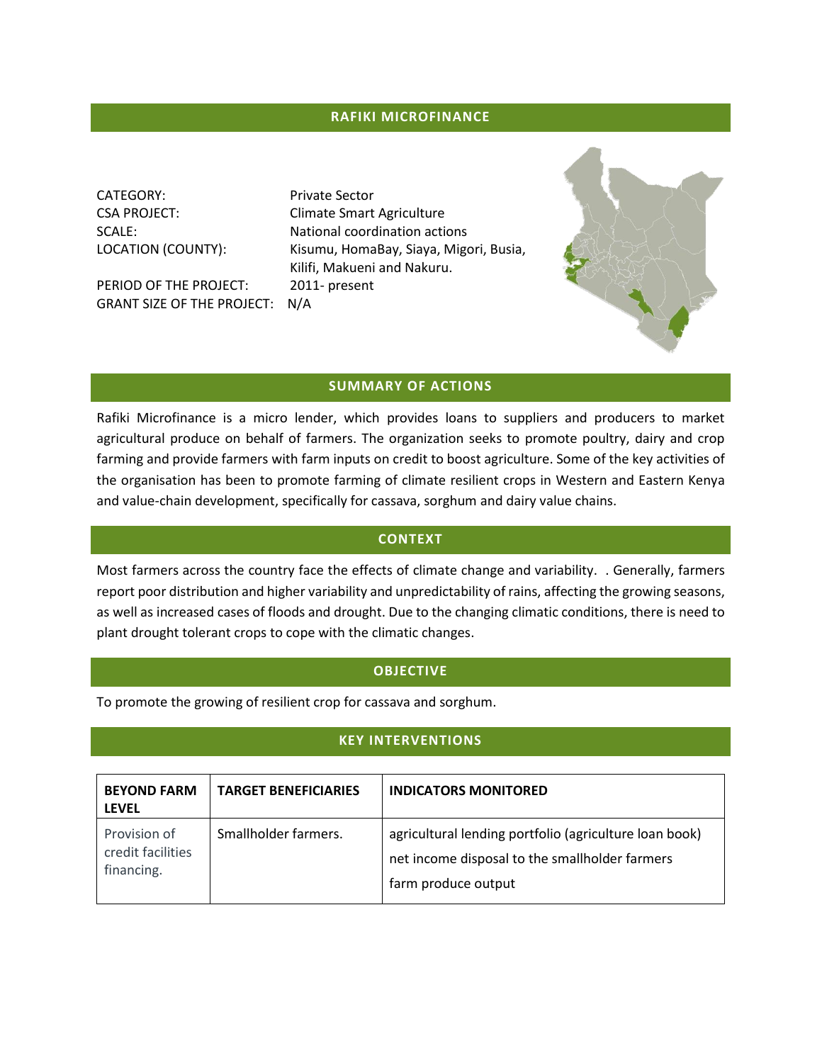# RAFIKI MICROFINANCE

CATEGORY: Private Sector
CSA PROJECT: Climate Smart Agriculture
SCALE: National coordination actions
LOCATION (COUNTY): Kisumu, HomaBay, Siaya, Migori, Busia, Kilifi, Makueni and Nakuru.
PERIOD OF THE PROJECT: 2011- present
GRANT SIZE OF THE PROJECT: N/A

## SUMMARY OF ACTIONS

Rafiki Microfinance is a micro lender, which provides loans to suppliers and producers to market agricultural produce on behalf of farmers. The organization seeks to promote poultry, dairy and crop farming and provide farmers with farm inputs on credit to boost agriculture. Some of the key activities of the organisation has been to promote farming of climate resilient crops in Western and Eastern Kenya and value-chain development, specifically for cassava, sorghum and dairy value chains.

## CONTEXT

Most farmers across the country face the effects of climate change and variability. . Generally, farmers report poor distribution and higher variability and unpredictability of rains, affecting the growing seasons, as well as increased cases of floods and drought. Due to the changing climatic conditions, there is need to plant drought tolerant crops to cope with the climatic changes.

## OBJECTIVE

To promote the growing of resilient crop for cassava and sorghum.

## KEY INTERVENTIONS

| BEYOND FARM LEVEL | TARGET BENEFICIARIES | INDICATORS MONITORED |
|---|---|---|
| Provision of credit facilities financing. | Smallholder farmers. | agricultural lending portfolio (agriculture loan book)<br>net income disposal to the smallholder farmers<br>farm produce output |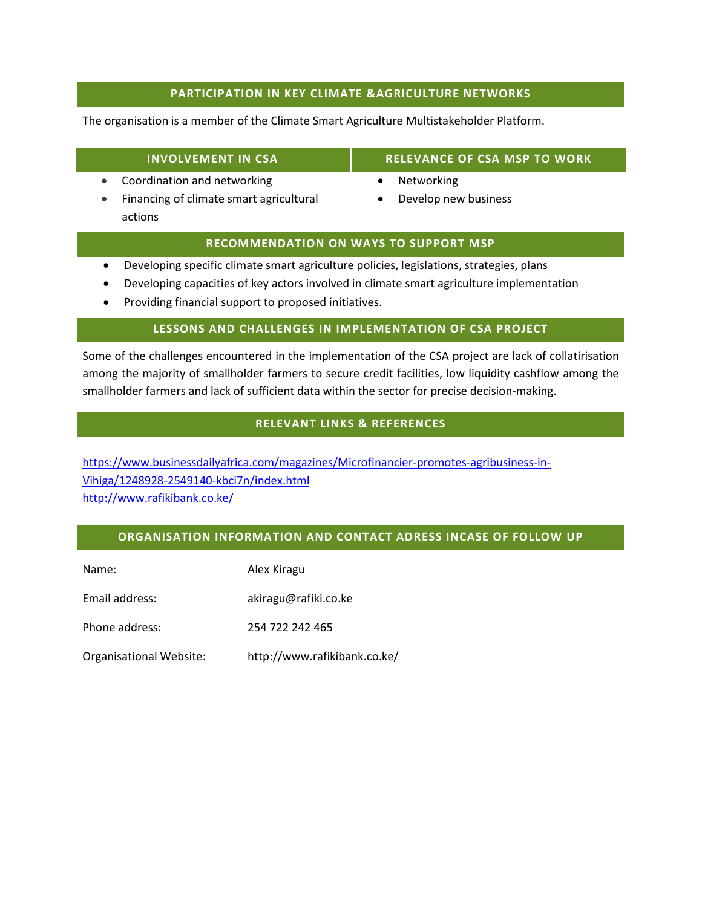## PARTICIPATION IN KEY CLIMATE &AGRICULTURE NETWORKS

The organisation is a member of the Climate Smart Agriculture Multistakeholder Platform.

## INVOLVEMENT IN CSA

- Coordination and networking
- Financing of climate smart agricultural actions

## RELEVANCE OF CSA MSP TO WORK

- Networking
- Develop new business

## RECOMMENDATION ON WAYS TO SUPPORT MSP

- Developing specific climate smart agriculture policies, legislations, strategies, plans
- Developing capacities of key actors involved in climate smart agriculture implementation
- Providing financial support to proposed initiatives.

## LESSONS AND CHALLENGES IN IMPLEMENTATION OF CSA PROJECT

Some of the challenges encountered in the implementation of the CSA project are lack of collatirisation among the majority of smallholder farmers to secure credit facilities, low liquidity cashflow among the smallholder farmers and lack of sufficient data within the sector for precise decision-making.

## RELEVANT LINKS & REFERENCES

https://www.businessdailyafrica.com/magazines/Microfinancier-promotes-agribusiness-in-Vihiga/1248928-2549140-kbci7n/index.html
http://www.rafikibank.co.ke/

## ORGANISATION INFORMATION AND CONTACT ADRESS INCASE OF FOLLOW UP

| | |
|---|---|
| Name: | Alex Kiragu |
| Email address: | akiragu@rafiki.co.ke |
| Phone address: | 254 722 242 465 |
| Organisational Website: | http://www.rafikibank.co.ke/ |